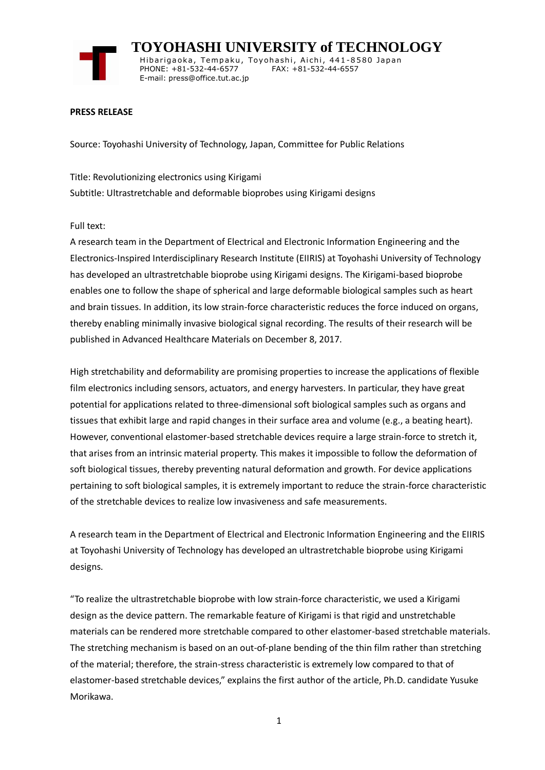# TOYOHASHI UNIVERSITY of TECHNOLOGY

Hibarigaoka, Tempaku, Toyohashi, Aichi, 441-8580 Japan
PHONE: +81-532-44-6577 FAX: +81-532-44-6557
E-mail: press@office.tut.ac.jp

**PRESS RELEASE**

Source: Toyohashi University of Technology, Japan, Committee for Public Relations

Title: Revolutionizing electronics using Kirigami
Subtitle: Ultrastretchable and deformable bioprobes using Kirigami designs

Full text:
A research team in the Department of Electrical and Electronic Information Engineering and the Electronics-Inspired Interdisciplinary Research Institute (EIIRIS) at Toyohashi University of Technology has developed an ultrastretchable bioprobe using Kirigami designs. The Kirigami-based bioprobe enables one to follow the shape of spherical and large deformable biological samples such as heart and brain tissues. In addition, its low strain-force characteristic reduces the force induced on organs, thereby enabling minimally invasive biological signal recording. The results of their research will be published in Advanced Healthcare Materials on December 8, 2017.

High stretchability and deformability are promising properties to increase the applications of flexible film electronics including sensors, actuators, and energy harvesters. In particular, they have great potential for applications related to three-dimensional soft biological samples such as organs and tissues that exhibit large and rapid changes in their surface area and volume (e.g., a beating heart). However, conventional elastomer-based stretchable devices require a large strain-force to stretch it, that arises from an intrinsic material property. This makes it impossible to follow the deformation of soft biological tissues, thereby preventing natural deformation and growth. For device applications pertaining to soft biological samples, it is extremely important to reduce the strain-force characteristic of the stretchable devices to realize low invasiveness and safe measurements.

A research team in the Department of Electrical and Electronic Information Engineering and the EIIRIS at Toyohashi University of Technology has developed an ultrastretchable bioprobe using Kirigami designs.

"To realize the ultrastretchable bioprobe with low strain-force characteristic, we used a Kirigami design as the device pattern. The remarkable feature of Kirigami is that rigid and unstretchable materials can be rendered more stretchable compared to other elastomer-based stretchable materials. The stretching mechanism is based on an out-of-plane bending of the thin film rather than stretching of the material; therefore, the strain-stress characteristic is extremely low compared to that of elastomer-based stretchable devices," explains the first author of the article, Ph.D. candidate Yusuke Morikawa.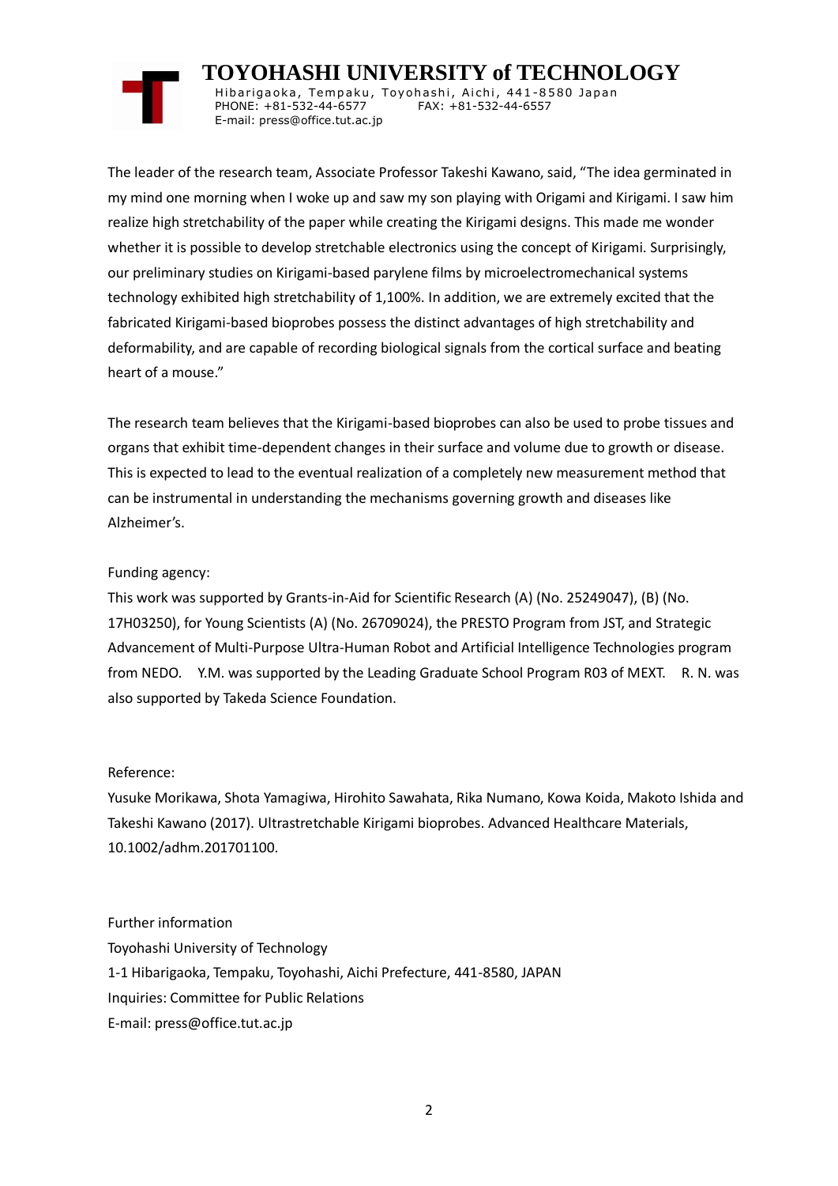The leader of the research team, Associate Professor Takeshi Kawano, said, "The idea germinated in my mind one morning when I woke up and saw my son playing with Origami and Kirigami. I saw him realize high stretchability of the paper while creating the Kirigami designs. This made me wonder whether it is possible to develop stretchable electronics using the concept of Kirigami. Surprisingly, our preliminary studies on Kirigami-based parylene films by microelectromechanical systems technology exhibited high stretchability of 1,100%. In addition, we are extremely excited that the fabricated Kirigami-based bioprobes possess the distinct advantages of high stretchability and deformability, and are capable of recording biological signals from the cortical surface and beating heart of a mouse."

The research team believes that the Kirigami-based bioprobes can also be used to probe tissues and organs that exhibit time-dependent changes in their surface and volume due to growth or disease. This is expected to lead to the eventual realization of a completely new measurement method that can be instrumental in understanding the mechanisms governing growth and diseases like Alzheimer's.

Funding agency:

This work was supported by Grants-in-Aid for Scientific Research (A) (No. 25249047), (B) (No. 17H03250), for Young Scientists (A) (No. 26709024), the PRESTO Program from JST, and Strategic Advancement of Multi-Purpose Ultra-Human Robot and Artificial Intelligence Technologies program from NEDO. Y.M. was supported by the Leading Graduate School Program R03 of MEXT. R. N. was also supported by Takeda Science Foundation.

Reference:

Yusuke Morikawa, Shota Yamagiwa, Hirohito Sawahata, Rika Numano, Kowa Koida, Makoto Ishida and Takeshi Kawano (2017). Ultrastretchable Kirigami bioprobes. Advanced Healthcare Materials, 10.1002/adhm.201701100.

Further information

Toyohashi University of Technology

1-1 Hibarigaoka, Tempaku, Toyohashi, Aichi Prefecture, 441-8580, JAPAN

Inquiries: Committee for Public Relations

E-mail: press@office.tut.ac.jp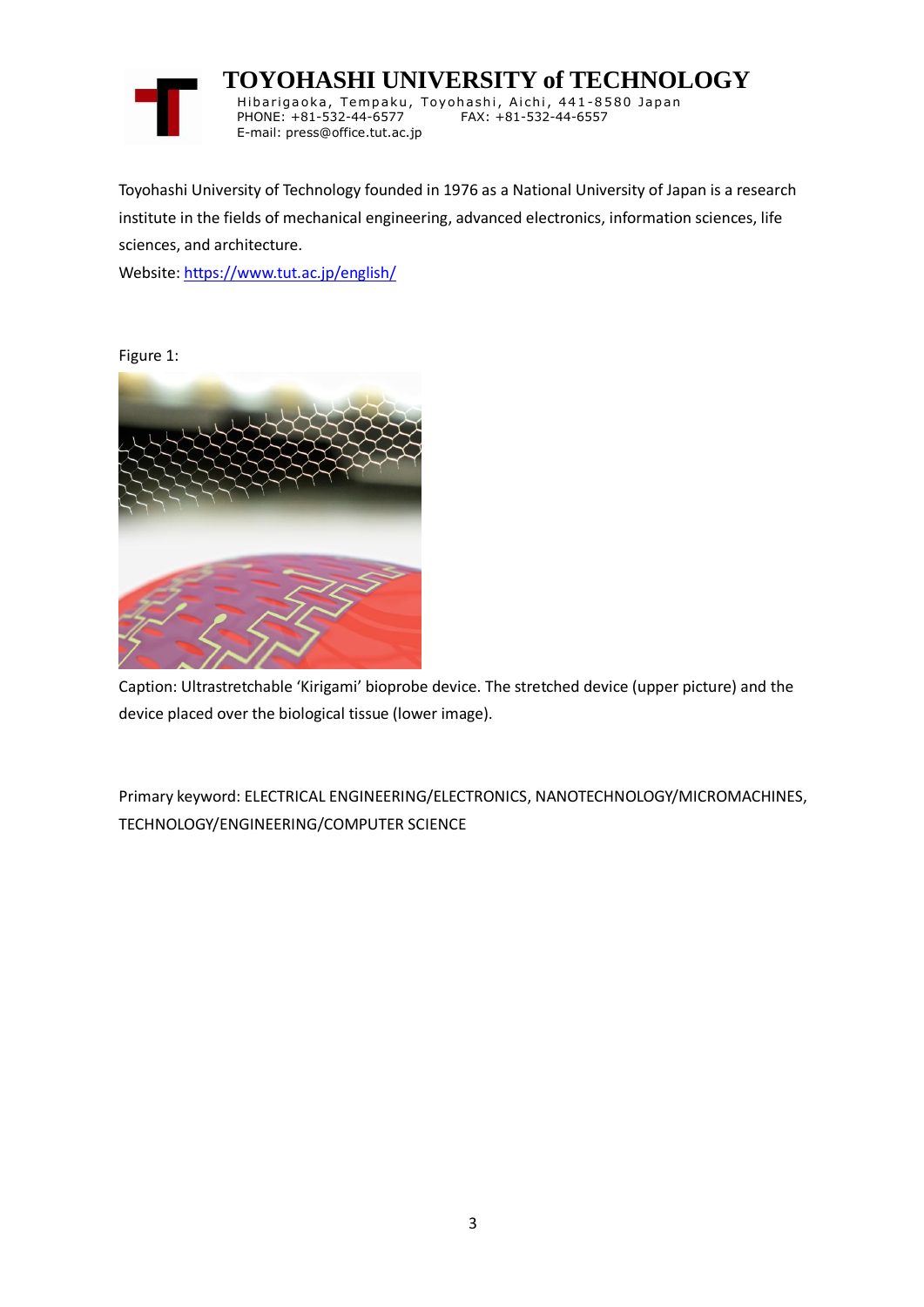# TOYOHASHI UNIVERSITY of TECHNOLOGY

Hibarigaoka, Tempaku, Toyohashi, Aichi, 441-8580 Japan
PHONE: +81-532-44-6577 FAX: +81-532-44-6557
E-mail: press@office.tut.ac.jp

Toyohashi University of Technology founded in 1976 as a National University of Japan is a research institute in the fields of mechanical engineering, advanced electronics, information sciences, life sciences, and architecture.

Website: https://www.tut.ac.jp/english/

Figure 1:

Caption: Ultrastretchable 'Kirigami' bioprobe device. The stretched device (upper picture) and the device placed over the biological tissue (lower image).

Primary keyword: ELECTRICAL ENGINEERING/ELECTRONICS, NANOTECHNOLOGY/MICROMACHINES, TECHNOLOGY/ENGINEERING/COMPUTER SCIENCE